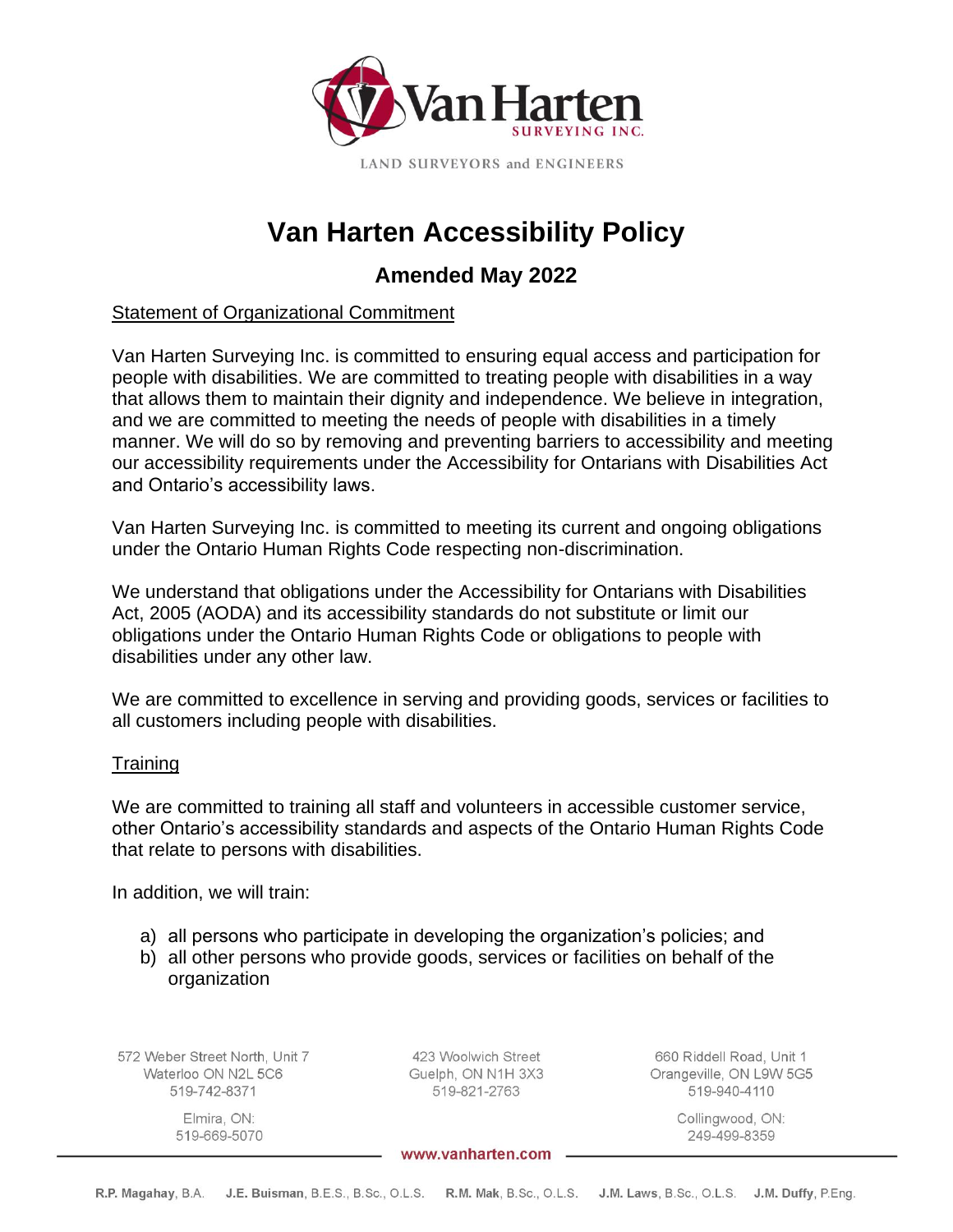# Van Harten Accessibility Policy

## Amended May 2022

Statement of Organizational Commitment

Van Harten Surveying Inc. is committed to ensuring equal access and participation for people with disabilities. We are committed to treating people with disabilities in a way that allows them to maintain their dignity and independence. We believe in integration, and we are committed to meeting the needs of people with disabilities in a timely manner. We will do so by removing and preventing barriers to accessibility and meeting our accessibility requirements under the Accessibility for Ontarians with Disabilities Act and Ontario's accessibility laws.

Van Harten Surveying Inc. is committed to meeting its current and ongoing obligations under the Ontario Human Rights Code respecting non-discrimination.

We understand that obligations under the Accessibility for Ontarians with Disabilities Act, 2005 (AODA) and its accessibility standards do not substitute or limit our obligations under the Ontario Human Rights Code or obligations to people with disabilities under any other law.

We are committed to excellence in serving and providing goods, services or facilities to all customers including people with disabilities.

Training

We are committed to training all staff and volunteers in accessible customer service, other Ontario's accessibility standards and aspects of the Ontario Human Rights Code that relate to persons with disabilities.

In addition, we will train:

a) all persons who participate in developing the organization's policies; and
b) all other persons who provide goods, services or facilities on behalf of the organization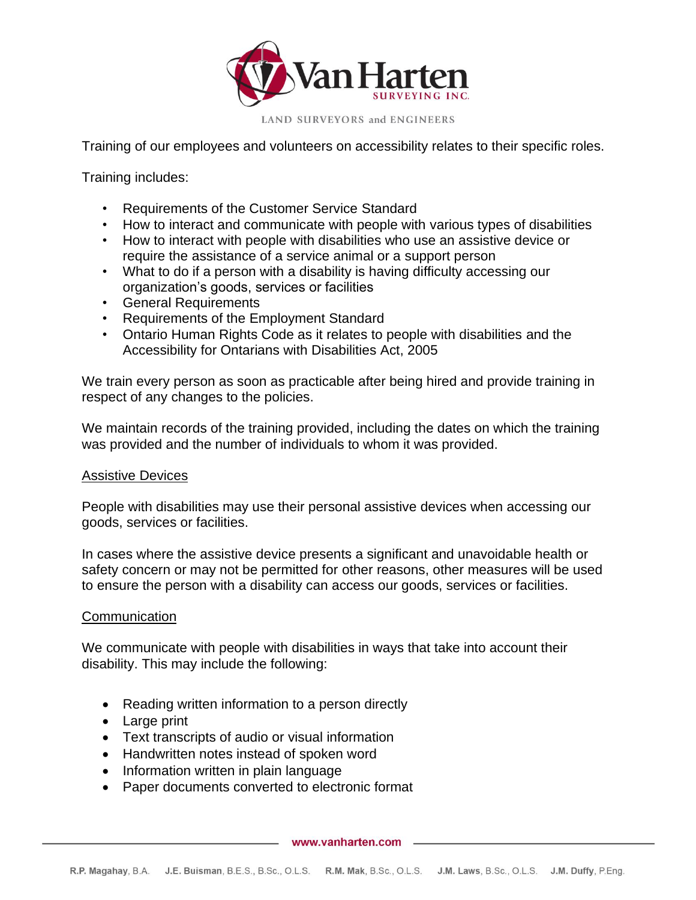Training of our employees and volunteers on accessibility relates to their specific roles.

Training includes:

- Requirements of the Customer Service Standard
- How to interact and communicate with people with various types of disabilities
- How to interact with people with disabilities who use an assistive device or require the assistance of a service animal or a support person
- What to do if a person with a disability is having difficulty accessing our organization's goods, services or facilities
- General Requirements
- Requirements of the Employment Standard
- Ontario Human Rights Code as it relates to people with disabilities and the Accessibility for Ontarians with Disabilities Act, 2005

We train every person as soon as practicable after being hired and provide training in respect of any changes to the policies.

We maintain records of the training provided, including the dates on which the training was provided and the number of individuals to whom it was provided.

## Assistive Devices

People with disabilities may use their personal assistive devices when accessing our goods, services or facilities.

In cases where the assistive device presents a significant and unavoidable health or safety concern or may not be permitted for other reasons, other measures will be used to ensure the person with a disability can access our goods, services or facilities.

## Communication

We communicate with people with disabilities in ways that take into account their disability. This may include the following:

- Reading written information to a person directly
- Large print
- Text transcripts of audio or visual information
- Handwritten notes instead of spoken word
- Information written in plain language
- Paper documents converted to electronic format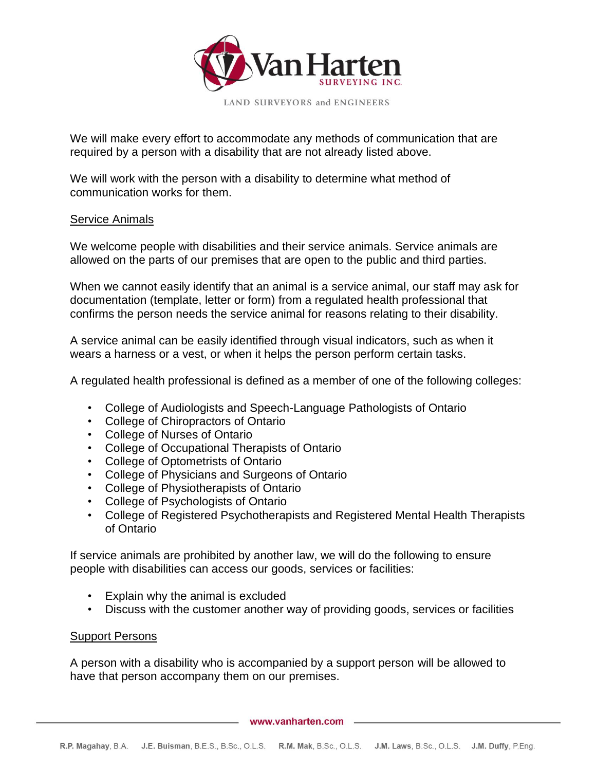We will make every effort to accommodate any methods of communication that are required by a person with a disability that are not already listed above.

We will work with the person with a disability to determine what method of communication works for them.

## Service Animals

We welcome people with disabilities and their service animals. Service animals are allowed on the parts of our premises that are open to the public and third parties.

When we cannot easily identify that an animal is a service animal, our staff may ask for documentation (template, letter or form) from a regulated health professional that confirms the person needs the service animal for reasons relating to their disability.

A service animal can be easily identified through visual indicators, such as when it wears a harness or a vest, or when it helps the person perform certain tasks.

A regulated health professional is defined as a member of one of the following colleges:

- College of Audiologists and Speech-Language Pathologists of Ontario
- College of Chiropractors of Ontario
- College of Nurses of Ontario
- College of Occupational Therapists of Ontario
- College of Optometrists of Ontario
- College of Physicians and Surgeons of Ontario
- College of Physiotherapists of Ontario
- College of Psychologists of Ontario
- College of Registered Psychotherapists and Registered Mental Health Therapists of Ontario

If service animals are prohibited by another law, we will do the following to ensure people with disabilities can access our goods, services or facilities:

- Explain why the animal is excluded
- Discuss with the customer another way of providing goods, services or facilities

## Support Persons

A person with a disability who is accompanied by a support person will be allowed to have that person accompany them on our premises.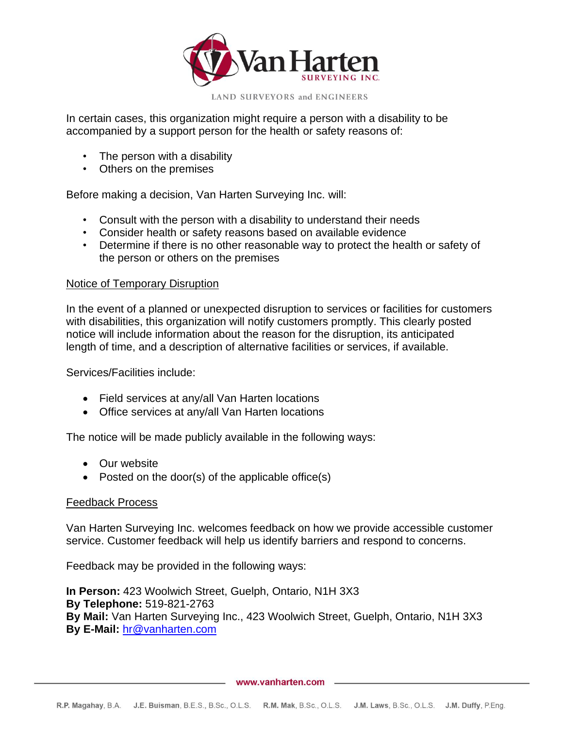In certain cases, this organization might require a person with a disability to be accompanied by a support person for the health or safety reasons of:

- The person with a disability
- Others on the premises

Before making a decision, Van Harten Surveying Inc. will:

- Consult with the person with a disability to understand their needs
- Consider health or safety reasons based on available evidence
- Determine if there is no other reasonable way to protect the health or safety of the person or others on the premises

## Notice of Temporary Disruption

In the event of a planned or unexpected disruption to services or facilities for customers with disabilities, this organization will notify customers promptly. This clearly posted notice will include information about the reason for the disruption, its anticipated length of time, and a description of alternative facilities or services, if available.

Services/Facilities include:

- Field services at any/all Van Harten locations
- Office services at any/all Van Harten locations

The notice will be made publicly available in the following ways:

- Our website
- Posted on the door(s) of the applicable office(s)

## Feedback Process

Van Harten Surveying Inc. welcomes feedback on how we provide accessible customer service. Customer feedback will help us identify barriers and respond to concerns.

Feedback may be provided in the following ways:

**In Person:** 423 Woolwich Street, Guelph, Ontario, N1H 3X3
**By Telephone:** 519-821-2763
**By Mail:** Van Harten Surveying Inc., 423 Woolwich Street, Guelph, Ontario, N1H 3X3
**By E-Mail:** hr@vanharten.com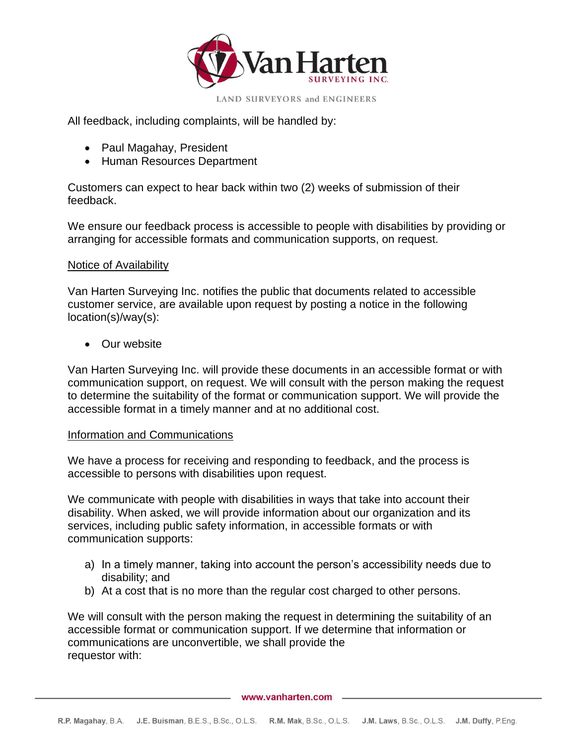All feedback, including complaints, will be handled by:

- Paul Magahay, President
- Human Resources Department

Customers can expect to hear back within two (2) weeks of submission of their feedback.

We ensure our feedback process is accessible to people with disabilities by providing or arranging for accessible formats and communication supports, on request.

Notice of Availability

Van Harten Surveying Inc. notifies the public that documents related to accessible customer service, are available upon request by posting a notice in the following location(s)/way(s):

- Our website

Van Harten Surveying Inc. will provide these documents in an accessible format or with communication support, on request. We will consult with the person making the request to determine the suitability of the format or communication support. We will provide the accessible format in a timely manner and at no additional cost.

Information and Communications

We have a process for receiving and responding to feedback, and the process is accessible to persons with disabilities upon request.

We communicate with people with disabilities in ways that take into account their disability. When asked, we will provide information about our organization and its services, including public safety information, in accessible formats or with communication supports:

a) In a timely manner, taking into account the person's accessibility needs due to disability; and
b) At a cost that is no more than the regular cost charged to other persons.

We will consult with the person making the request in determining the suitability of an accessible format or communication support. If we determine that information or communications are unconvertible, we shall provide the requestor with: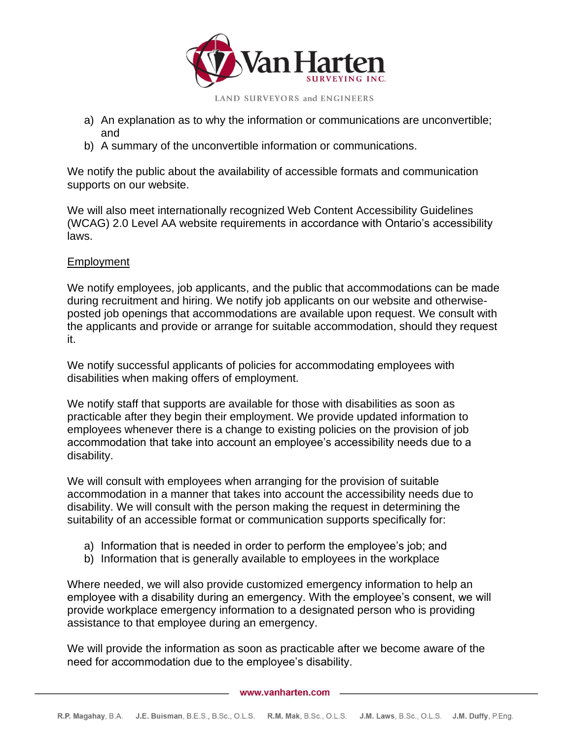a) An explanation as to why the information or communications are unconvertible; and
b) A summary of the unconvertible information or communications.

We notify the public about the availability of accessible formats and communication supports on our website.

We will also meet internationally recognized Web Content Accessibility Guidelines (WCAG) 2.0 Level AA website requirements in accordance with Ontario's accessibility laws.

## Employment

We notify employees, job applicants, and the public that accommodations can be made during recruitment and hiring. We notify job applicants on our website and otherwise-posted job openings that accommodations are available upon request. We consult with the applicants and provide or arrange for suitable accommodation, should they request it.

We notify successful applicants of policies for accommodating employees with disabilities when making offers of employment.

We notify staff that supports are available for those with disabilities as soon as practicable after they begin their employment. We provide updated information to employees whenever there is a change to existing policies on the provision of job accommodation that take into account an employee's accessibility needs due to a disability.

We will consult with employees when arranging for the provision of suitable accommodation in a manner that takes into account the accessibility needs due to disability. We will consult with the person making the request in determining the suitability of an accessible format or communication supports specifically for:

a) Information that is needed in order to perform the employee's job; and
b) Information that is generally available to employees in the workplace

Where needed, we will also provide customized emergency information to help an employee with a disability during an emergency. With the employee's consent, we will provide workplace emergency information to a designated person who is providing assistance to that employee during an emergency.

We will provide the information as soon as practicable after we become aware of the need for accommodation due to the employee's disability.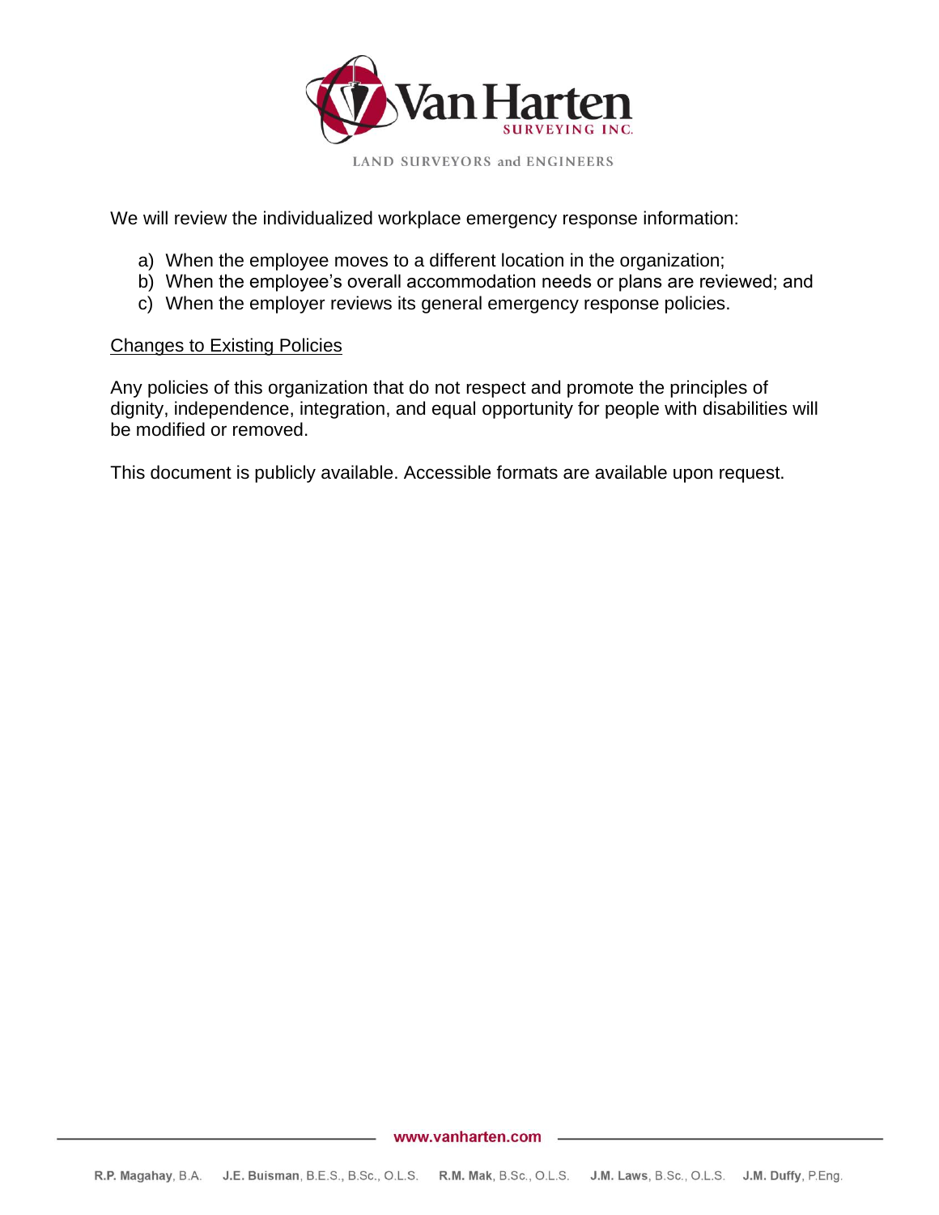We will review the individualized workplace emergency response information:

a) When the employee moves to a different location in the organization;
b) When the employee's overall accommodation needs or plans are reviewed; and
c) When the employer reviews its general emergency response policies.

## Changes to Existing Policies

Any policies of this organization that do not respect and promote the principles of dignity, independence, integration, and equal opportunity for people with disabilities will be modified or removed.

This document is publicly available. Accessible formats are available upon request.